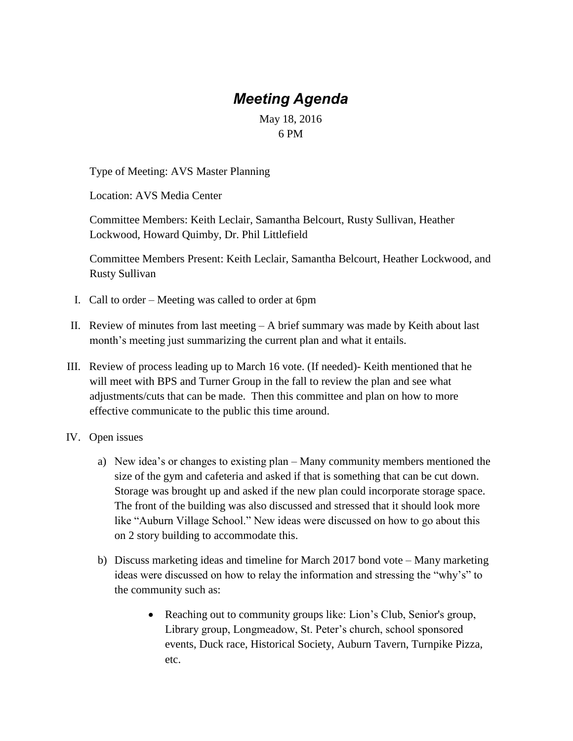# *Meeting Agenda*

May 18, 2016
6 PM

Type of Meeting: AVS Master Planning

Location: AVS Media Center

Committee Members: Keith Leclair, Samantha Belcourt, Rusty Sullivan, Heather Lockwood, Howard Quimby, Dr. Phil Littlefield

Committee Members Present: Keith Leclair, Samantha Belcourt, Heather Lockwood, and Rusty Sullivan

I. Call to order – Meeting was called to order at 6pm

II. Review of minutes from last meeting – A brief summary was made by Keith about last month's meeting just summarizing the current plan and what it entails.

III. Review of process leading up to March 16 vote. (If needed)- Keith mentioned that he will meet with BPS and Turner Group in the fall to review the plan and see what adjustments/cuts that can be made. Then this committee and plan on how to more effective communicate to the public this time around.

IV. Open issues

   a) New idea's or changes to existing plan – Many community members mentioned the size of the gym and cafeteria and asked if that is something that can be cut down. Storage was brought up and asked if the new plan could incorporate storage space. The front of the building was also discussed and stressed that it should look more like "Auburn Village School." New ideas were discussed on how to go about this on 2 story building to accommodate this.

   b) Discuss marketing ideas and timeline for March 2017 bond vote – Many marketing ideas were discussed on how to relay the information and stressing the "why's" to the community such as:

      - Reaching out to community groups like: Lion's Club, Senior's group, Library group, Longmeadow, St. Peter's church, school sponsored events, Duck race, Historical Society, Auburn Tavern, Turnpike Pizza, etc.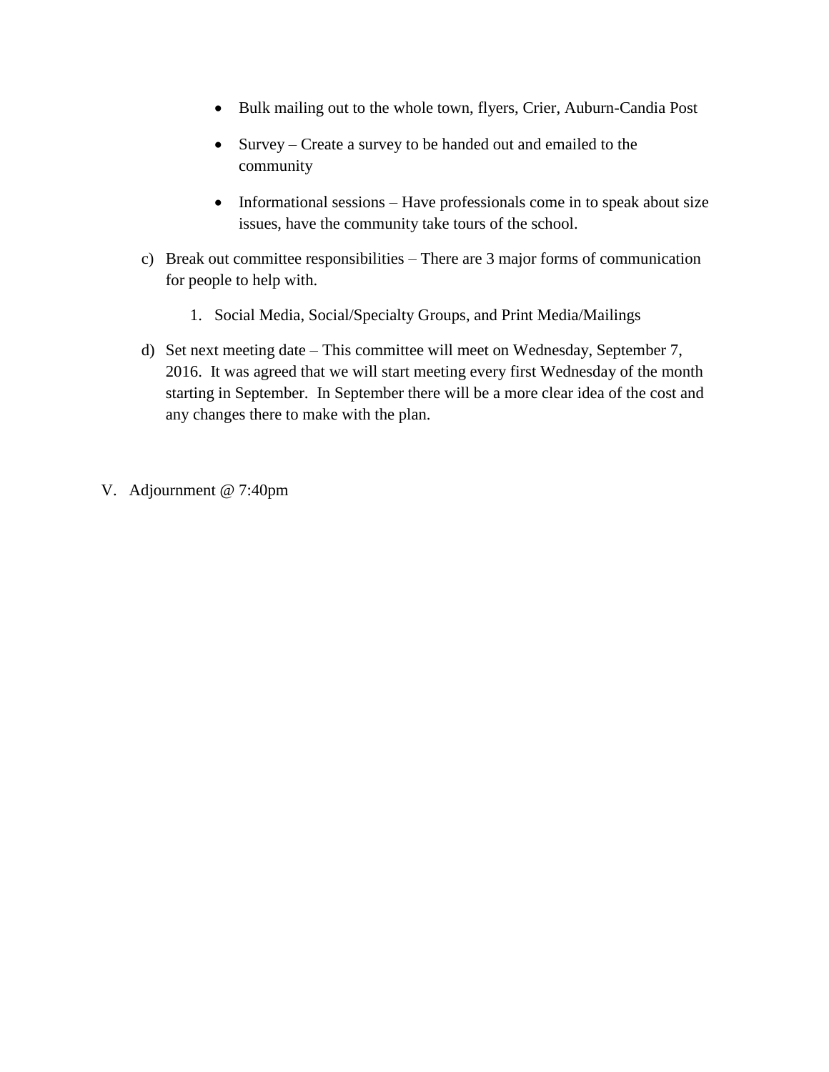- Bulk mailing out to the whole town, flyers, Crier, Auburn-Candia Post
- Survey – Create a survey to be handed out and emailed to the community
- Informational sessions – Have professionals come in to speak about size issues, have the community take tours of the school.

c) Break out committee responsibilities – There are 3 major forms of communication for people to help with.

   1. Social Media, Social/Specialty Groups, and Print Media/Mailings

d) Set next meeting date – This committee will meet on Wednesday, September 7, 2016. It was agreed that we will start meeting every first Wednesday of the month starting in September. In September there will be a more clear idea of the cost and any changes there to make with the plan.

V. Adjournment @ 7:40pm